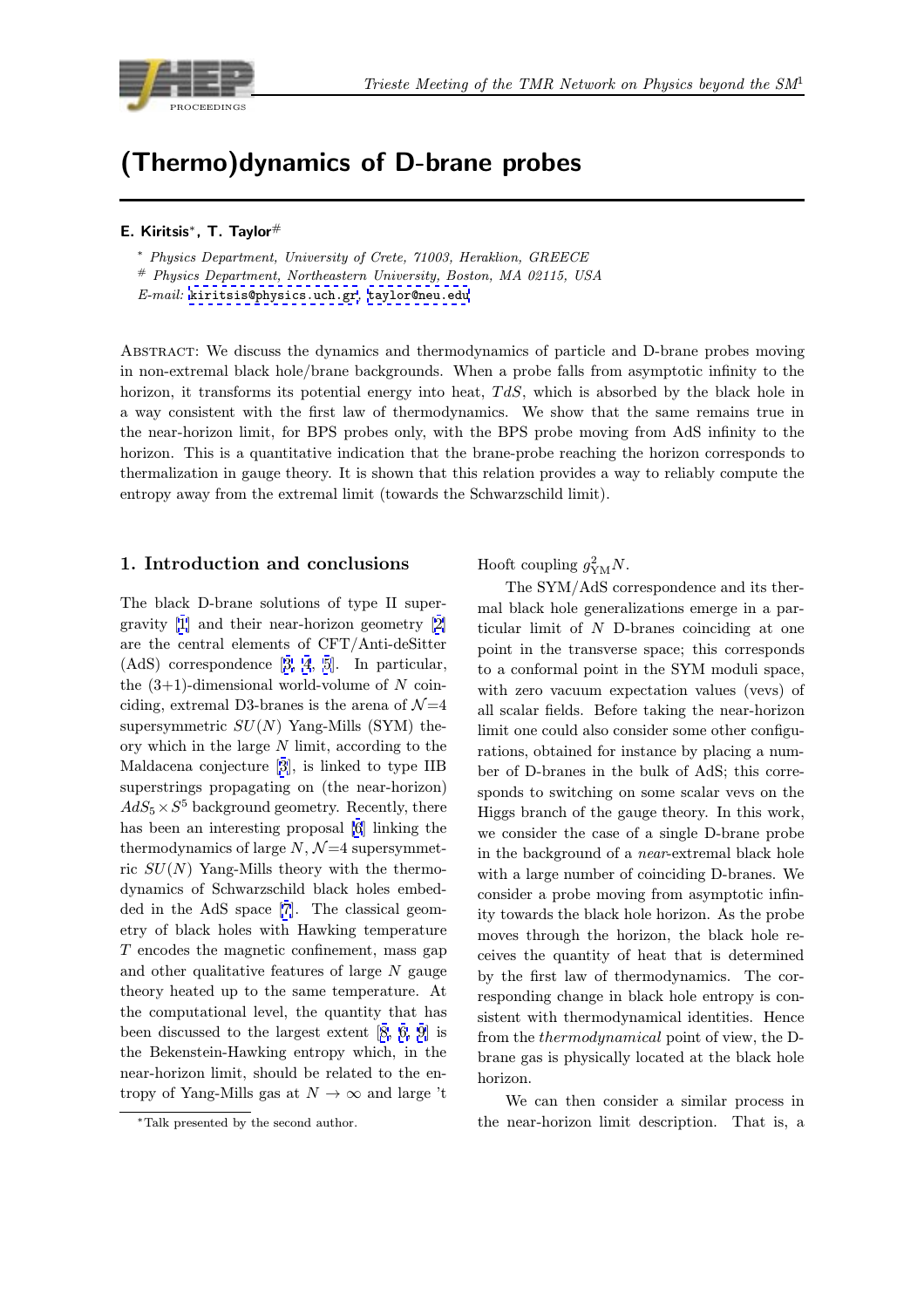# (Thermo)dynamics of D-brane probes

**E. Kiritsis***, **T. Taylor**#

\* *Physics Department, University of Crete, 71003, Heraklion, GREECE*

\# *Physics Department, Northeastern University, Boston, MA 02115, USA*

*E-mail:* kiritsis@physics.uch.gr, taylor@neu.edu

Abstract: We discuss the dynamics and thermodynamics of particle and D-brane probes moving in non-extremal black hole/brane backgrounds. When a probe falls from asymptotic infinity to the horizon, it transforms its potential energy into heat, $TdS$, which is absorbed by the black hole in a way consistent with the first law of thermodynamics. We show that the same remains true in the near-horizon limit, for BPS probes only, with the BPS probe moving from AdS infinity to the horizon. This is a quantitative indication that the brane-probe reaching the horizon corresponds to thermalization in gauge theory. It is shown that this relation provides a way to reliably compute the entropy away from the extremal limit (towards the Schwarzschild limit).

## 1. Introduction and conclusions

The black D-brane solutions of type II supergravity [1] and their near-horizon geometry [2] are the central elements of CFT/Anti-deSitter (AdS) correspondence [3, 4, 5]. In particular, the (3+1)-dimensional world-volume of $N$ coinciding, extremal D3-branes is the arena of $\mathcal{N}$=4 supersymmetric $SU(N)$ Yang-Mills (SYM) theory which in the large $N$ limit, according to the Maldacena conjecture [3], is linked to type IIB superstrings propagating on (the near-horizon) $AdS_5\times S^5$ background geometry. Recently, there has been an interesting proposal [6] linking the thermodynamics of large $N$, $\mathcal{N}$=4 supersymmetric $SU(N)$ Yang-Mills theory with the thermodynamics of Schwarzschild black holes embedded in the AdS space [7]. The classical geometry of black holes with Hawking temperature $T$ encodes the magnetic confinement, mass gap and other qualitative features of large $N$ gauge theory heated up to the same temperature. At the computational level, the quantity that has been discussed to the largest extent [8, 6, 9] is the Bekenstein-Hawking entropy which, in the near-horizon limit, should be related to the entropy of Yang-Mills gas at $N\to\infty$ and large 't Hooft coupling $g^2_{\rm YM}N$.

The SYM/AdS correspondence and its thermal black hole generalizations emerge in a particular limit of $N$ D-branes coinciding at one point in the transverse space; this corresponds to a conformal point in the SYM moduli space, with zero vacuum expectation values (vevs) of all scalar fields. Before taking the near-horizon limit one could also consider some other configurations, obtained for instance by placing a number of D-branes in the bulk of AdS; this corresponds to switching on some scalar vevs on the Higgs branch of the gauge theory. In this work, we consider the case of a single D-brane probe in the background of a *near*-extremal black hole with a large number of coinciding D-branes. We consider a probe moving from asymptotic infinity towards the black hole horizon. As the probe moves through the horizon, the black hole receives the quantity of heat that is determined by the first law of thermodynamics. The corresponding change in black hole entropy is consistent with thermodynamical identities. Hence from the *thermodynamical* point of view, the D-brane gas is physically located at the black hole horizon.

We can then consider a similar process in the near-horizon limit description. That is, a

\*Talk presented by the second author.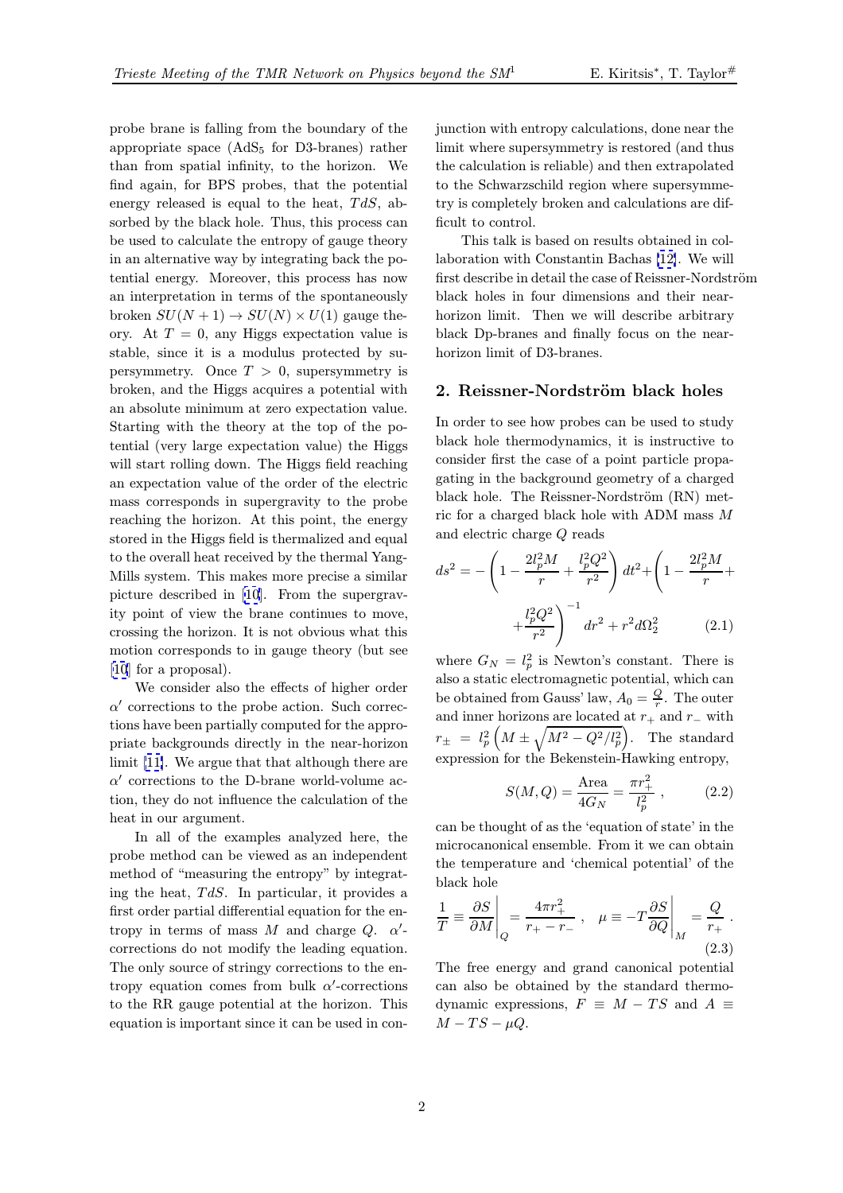probe brane is falling from the boundary of the appropriate space ($AdS_5$ for D3-branes) rather than from spatial infinity, to the horizon. We find again, for BPS probes, that the potential energy released is equal to the heat, $TdS$, absorbed by the black hole. Thus, this process can be used to calculate the entropy of gauge theory in an alternative way by integrating back the potential energy. Moreover, this process has now an interpretation in terms of the spontaneously broken $SU(N+1) \to SU(N) \times U(1)$ gauge theory. At $T = 0$, any Higgs expectation value is stable, since it is a modulus protected by supersymmetry. Once $T > 0$, supersymmetry is broken, and the Higgs acquires a potential with an absolute minimum at zero expectation value. Starting with the theory at the top of the potential (very large expectation value) the Higgs will start rolling down. The Higgs field reaching an expectation value of the order of the electric mass corresponds in supergravity to the probe reaching the horizon. At this point, the energy stored in the Higgs field is thermalized and equal to the overall heat received by the thermal Yang-Mills system. This makes more precise a similar picture described in [10]. From the supergravity point of view the brane continues to move, crossing the horizon. It is not obvious what this motion corresponds to in gauge theory (but see [10] for a proposal).

We consider also the effects of higher order $\alpha'$ corrections to the probe action. Such corrections have been partially computed for the appropriate backgrounds directly in the near-horizon limit [11]. We argue that that although there are $\alpha'$ corrections to the D-brane world-volume action, they do not influence the calculation of the heat in our argument.

In all of the examples analyzed here, the probe method can be viewed as an independent method of "measuring the entropy" by integrating the heat, $TdS$. In particular, it provides a first order partial differential equation for the entropy in terms of mass $M$ and charge $Q$. $\alpha'$-corrections do not modify the leading equation. The only source of stringy corrections to the entropy equation comes from bulk $\alpha'$-corrections to the RR gauge potential at the horizon. This equation is important since it can be used in conjunction with entropy calculations, done near the limit where supersymmetry is restored (and thus the calculation is reliable) and then extrapolated to the Schwarzschild region where supersymmetry is completely broken and calculations are difficult to control.

This talk is based on results obtained in collaboration with Constantin Bachas [12]. We will first describe in detail the case of Reissner-Nordström black holes in four dimensions and their near-horizon limit. Then we will describe arbitrary black Dp-branes and finally focus on the near-horizon limit of D3-branes.

## 2. Reissner-Nordström black holes

In order to see how probes can be used to study black hole thermodynamics, it is instructive to consider first the case of a point particle propagating in the background geometry of a charged black hole. The Reissner-Nordström (RN) metric for a charged black hole with ADM mass $M$ and electric charge $Q$ reads

$$ds^2 = -\left(1 - \frac{2l_p^2 M}{r} + \frac{l_p^2 Q^2}{r^2}\right) dt^2 + \left(1 - \frac{2l_p^2 M}{r} + \frac{l_p^2 Q^2}{r^2}\right)^{-1} dr^2 + r^2 d\Omega_2^2 \qquad (2.1)$$

where $G_N = l_p^2$ is Newton's constant. There is also a static electromagnetic potential, which can be obtained from Gauss' law, $A_0 = \frac{Q}{r}$. The outer and inner horizons are located at $r_+$ and $r_-$ with $r_\pm = l_p^2 \left(M \pm \sqrt{M^2 - Q^2/l_p^2}\right)$. The standard expression for the Bekenstein-Hawking entropy,

$$S(M,Q) = \frac{\text{Area}}{4G_N} = \frac{\pi r_+^2}{l_p^2} \ , \qquad (2.2)$$

can be thought of as the 'equation of state' in the microcanonical ensemble. From it we can obtain the temperature and 'chemical potential' of the black hole

$$\frac{1}{T} \equiv \left.\frac{\partial S}{\partial M}\right|_Q = \frac{4\pi r_+^2}{r_+ - r_-} \ , \quad \mu \equiv -T \left.\frac{\partial S}{\partial Q}\right|_M = \frac{Q}{r_+} \ . \qquad (2.3)$$

The free energy and grand canonical potential can also be obtained by the standard thermodynamic expressions, $F \equiv M - TS$ and $A \equiv M - TS - \mu Q$.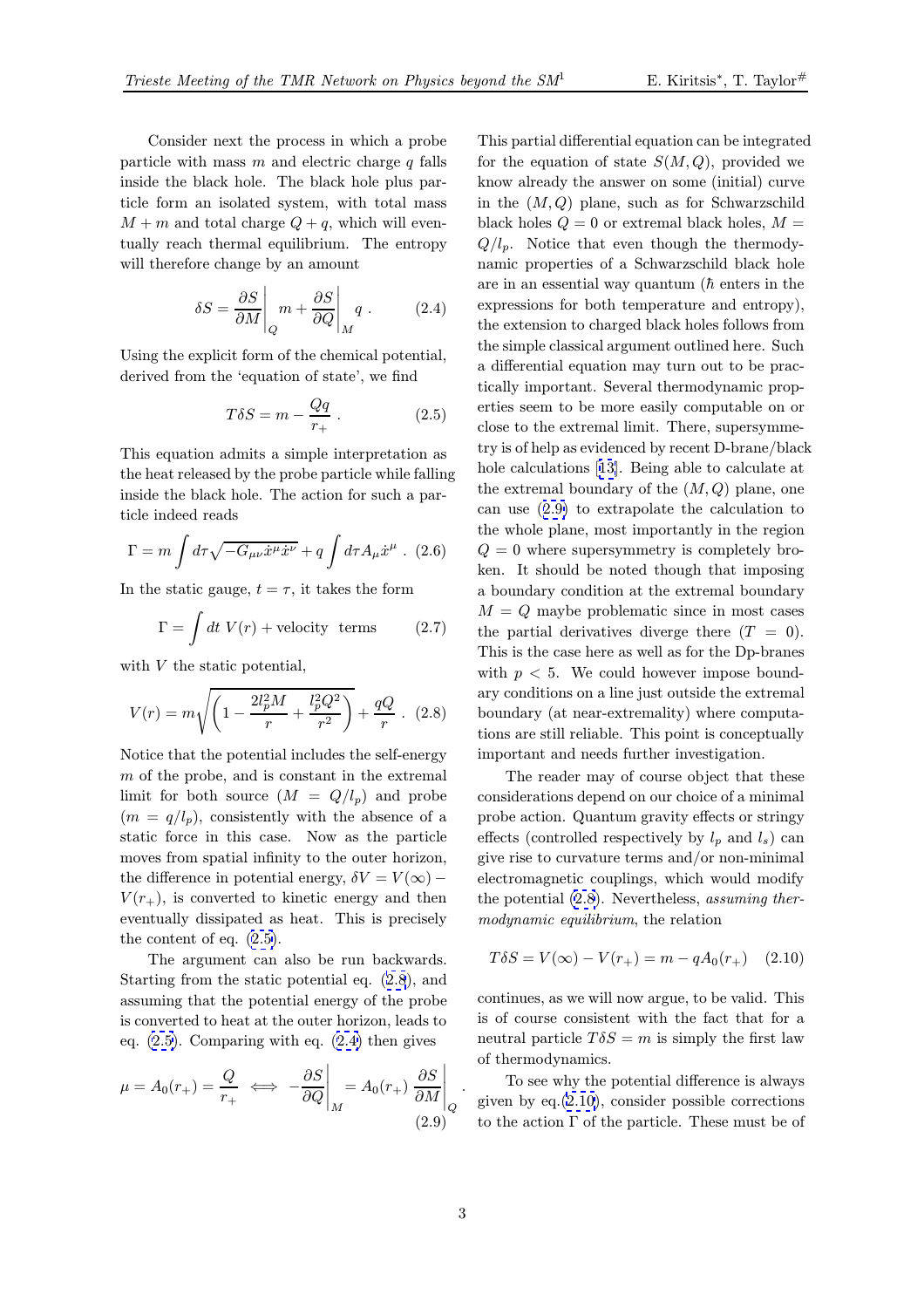Consider next the process in which a probe particle with mass $m$ and electric charge $q$ falls inside the black hole. The black hole plus particle form an isolated system, with total mass $M+m$ and total charge $Q+q$, which will eventually reach thermal equilibrium. The entropy will therefore change by an amount

$$\delta S = \left.\frac{\partial S}{\partial M}\right|_Q m + \left.\frac{\partial S}{\partial Q}\right|_M q \ . \tag{2.4}$$

Using the explicit form of the chemical potential, derived from the 'equation of state', we find

$$T\delta S = m - \frac{Qq}{r_+} \ . \tag{2.5}$$

This equation admits a simple interpretation as the heat released by the probe particle while falling inside the black hole. The action for such a particle indeed reads

$$\Gamma = m\int d\tau \sqrt{-G_{\mu\nu}\dot{x}^\mu \dot{x}^\nu} + q\int d\tau A_\mu \dot{x}^\mu \ . \tag{2.6}$$

In the static gauge, $t=\tau$, it takes the form

$$\Gamma = \int dt \ V(r) + \text{velocity terms} \tag{2.7}$$

with $V$ the static potential,

$$V(r) = m\sqrt{\left(1 - \frac{2l_p^2 M}{r} + \frac{l_p^2 Q^2}{r^2}\right)} + \frac{qQ}{r} \ . \tag{2.8}$$

Notice that the potential includes the self-energy $m$ of the probe, and is constant in the extremal limit for both source ($M = Q/l_p$) and probe ($m = q/l_p$), consistently with the absence of a static force in this case. Now as the particle moves from spatial infinity to the outer horizon, the difference in potential energy, $\delta V = V(\infty) - V(r_+)$, is converted to kinetic energy and then eventually dissipated as heat. This is precisely the content of eq. (2.5).

The argument can also be run backwards. Starting from the static potential eq. (2.8), and assuming that the potential energy of the probe is converted to heat at the outer horizon, leads to eq. (2.5). Comparing with eq. (2.4) then gives

$$\mu = A_0(r_+) = \frac{Q}{r_+} \iff -\left.\frac{\partial S}{\partial Q}\right|_M = A_0(r_+)\left.\frac{\partial S}{\partial M}\right|_Q \ . \tag{2.9}$$

This partial differential equation can be integrated for the equation of state $S(M,Q)$, provided we know already the answer on some (initial) curve in the $(M,Q)$ plane, such as for Schwarzschild black holes $Q=0$ or extremal black holes, $M = Q/l_p$. Notice that even though the thermodynamic properties of a Schwarzschild black hole are in an essential way quantum ($\hbar$ enters in the expressions for both temperature and entropy), the extension to charged black holes follows from the simple classical argument outlined here. Such a differential equation may turn out to be practically important. Several thermodynamic properties seem to be more easily computable on or close to the extremal limit. There, supersymmetry is of help as evidenced by recent D-brane/black hole calculations [13]. Being able to calculate at the extremal boundary of the $(M,Q)$ plane, one can use (2.9) to extrapolate the calculation to the whole plane, most importantly in the region $Q=0$ where supersymmetry is completely broken. It should be noted though that imposing a boundary condition at the extremal boundary $M=Q$ maybe problematic since in most cases the partial derivatives diverge there ($T=0$). This is the case here as well as for the Dp-branes with $p<5$. We could however impose boundary conditions on a line just outside the extremal boundary (at near-extremality) where computations are still reliable. This point is conceptually important and needs further investigation.

The reader may of course object that these considerations depend on our choice of a minimal probe action. Quantum gravity effects or stringy effects (controlled respectively by $l_p$ and $l_s$) can give rise to curvature terms and/or non-minimal electromagnetic couplings, which would modify the potential (2.8). Nevertheless, *assuming thermodynamic equilibrium*, the relation

$$T\delta S = V(\infty) - V(r_+) = m - qA_0(r_+) \tag{2.10}$$

continues, as we will now argue, to be valid. This is of course consistent with the fact that for a neutral particle $T\delta S = m$ is simply the first law of thermodynamics.

To see why the potential difference is always given by eq.(2.10), consider possible corrections to the action $\Gamma$ of the particle. These must be of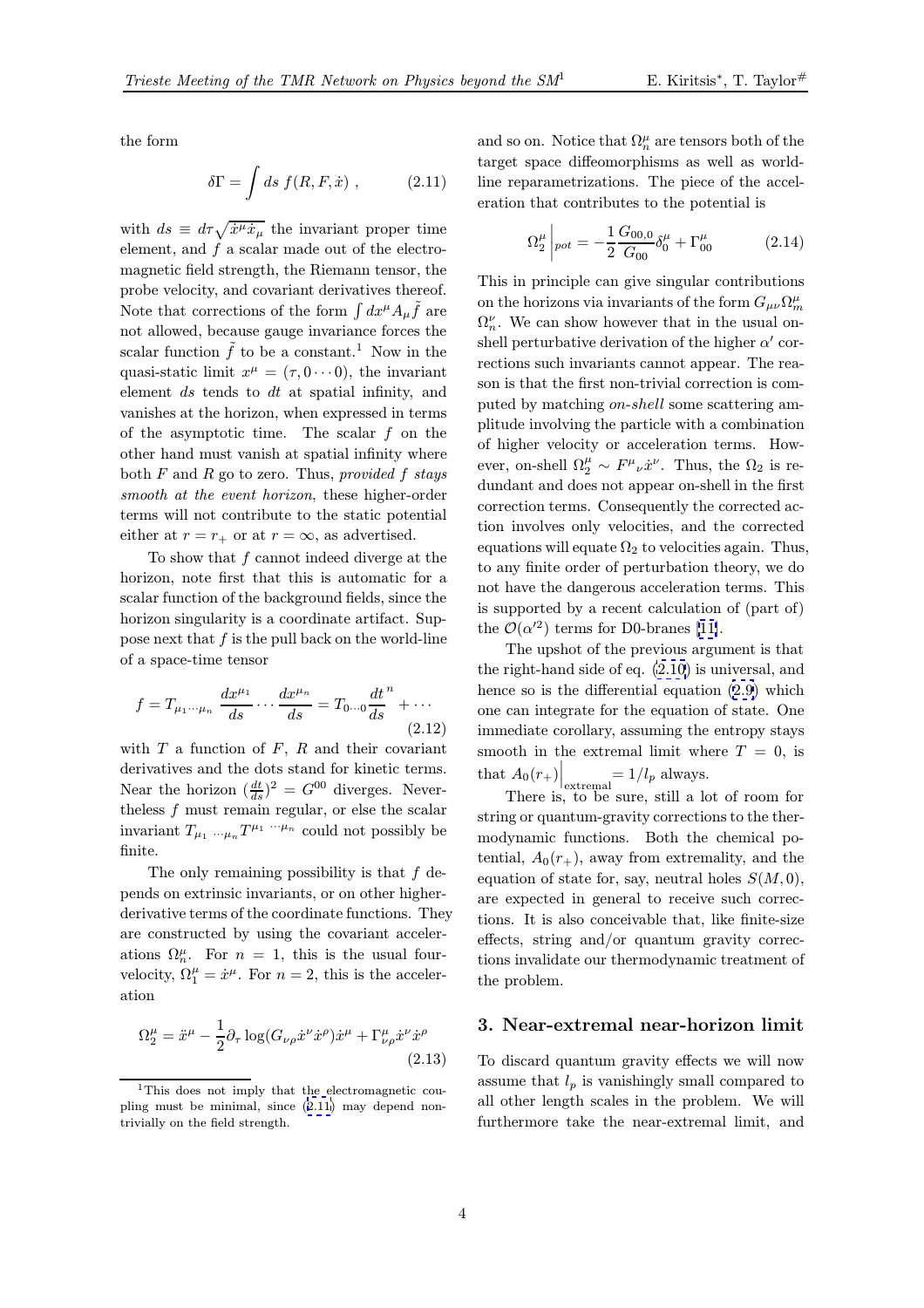the form

$$\delta\Gamma = \int ds\ f(R, F, \dot{x})\ , \qquad (2.11)$$

with $ds \equiv d\tau\sqrt{\dot{x}^\mu \dot{x}_\mu}$ the invariant proper time element, and $f$ a scalar made out of the electromagnetic field strength, the Riemann tensor, the probe velocity, and covariant derivatives thereof. Note that corrections of the form $\int dx^\mu A_\mu \tilde{f}$ are not allowed, because gauge invariance forces the scalar function $\tilde{f}$ to be a constant.[1] Now in the quasi-static limit $x^\mu = (\tau, 0 \cdots 0)$, the invariant element $ds$ tends to $dt$ at spatial infinity, and vanishes at the horizon, when expressed in terms of the asymptotic time. The scalar $f$ on the other hand must vanish at spatial infinity where both $F$ and $R$ go to zero. Thus, *provided $f$ stays smooth at the event horizon*, these higher-order terms will not contribute to the static potential either at $r = r_+$ or at $r = \infty$, as advertised.

To show that $f$ cannot indeed diverge at the horizon, note first that this is automatic for a scalar function of the background fields, since the horizon singularity is a coordinate artifact. Suppose next that $f$ is the pull back on the world-line of a space-time tensor

$$f = T_{\mu_1 \cdots \mu_n} \frac{dx^{\mu_1}}{ds} \cdots \frac{dx^{\mu_n}}{ds} = T_{0 \cdots 0} \frac{dt}{ds}^n + \cdots \qquad (2.12)$$

with $T$ a function of $F$, $R$ and their covariant derivatives and the dots stand for kinetic terms. Near the horizon $(\frac{dt}{ds})^2 = G^{00}$ diverges. Nevertheless $f$ must remain regular, or else the scalar invariant $T_{\mu_1 \cdots \mu_n} T^{\mu_1 \cdots \mu_n}$ could not possibly be finite.

The only remaining possibility is that $f$ depends on extrinsic invariants, or on other higher-derivative terms of the coordinate functions. They are constructed by using the covariant accelerations $\Omega^\mu_n$. For $n = 1$, this is the usual four-velocity, $\Omega^\mu_1 = \dot{x}^\mu$. For $n = 2$, this is the acceleration

$$\Omega^\mu_2 = \ddot{x}^\mu - \frac{1}{2}\partial_\tau \log(G_{\nu\rho}\dot{x}^\nu \dot{x}^\rho)\dot{x}^\mu + \Gamma^\mu_{\nu\rho}\dot{x}^\nu \dot{x}^\rho \qquad (2.13)$$

and so on. Notice that $\Omega^\mu_n$ are tensors both of the target space diffeomorphisms as well as world-line reparametrizations. The piece of the acceleration that contributes to the potential is

$$\Omega^\mu_2 \Big|_{pot} = -\frac{1}{2}\frac{G_{00,0}}{G_{00}}\delta^\mu_0 + \Gamma^\mu_{00} \qquad (2.14)$$

This in principle can give singular contributions on the horizons via invariants of the form $G_{\mu\nu}\Omega^\mu_m \Omega^\nu_n$. We can show however that in the usual on-shell perturbative derivation of the higher $\alpha'$ corrections such invariants cannot appear. The reason is that the first non-trivial correction is computed by matching *on-shell* some scattering amplitude involving the particle with a combination of higher velocity or acceleration terms. However, on-shell $\Omega^\mu_2 \sim F^\mu{}_\nu \dot{x}^\nu$. Thus, the $\Omega_2$ is redundant and does not appear on-shell in the first correction terms. Consequently the corrected action involves only velocities, and the corrected equations will equate $\Omega_2$ to velocities again. Thus, to any finite order of perturbation theory, we do not have the dangerous acceleration terms. This is supported by a recent calculation of (part of) the $\mathcal{O}(\alpha'^2)$ terms for D0-branes [11].

The upshot of the previous argument is that the right-hand side of eq. (2.10) is universal, and hence so is the differential equation (2.9) which one can integrate for the equation of state. One immediate corollary, assuming the entropy stays smooth in the extremal limit where $T = 0$, is that $A_0(r_+)\Big|_{\text{extremal}} = 1/l_p$ always.

There is, to be sure, still a lot of room for string or quantum-gravity corrections to the thermodynamic functions. Both the chemical potential, $A_0(r_+)$, away from extremality, and the equation of state for, say, neutral holes $S(M, 0)$, are expected in general to receive such corrections. It is also conceivable that, like finite-size effects, string and/or quantum gravity corrections invalidate our thermodynamic treatment of the problem.

## 3. Near-extremal near-horizon limit

To discard quantum gravity effects we will now assume that $l_p$ is vanishingly small compared to all other length scales in the problem. We will furthermore take the near-extremal limit, and

[1] This does not imply that the electromagnetic coupling must be minimal, since (2.11) may depend non-trivially on the field strength.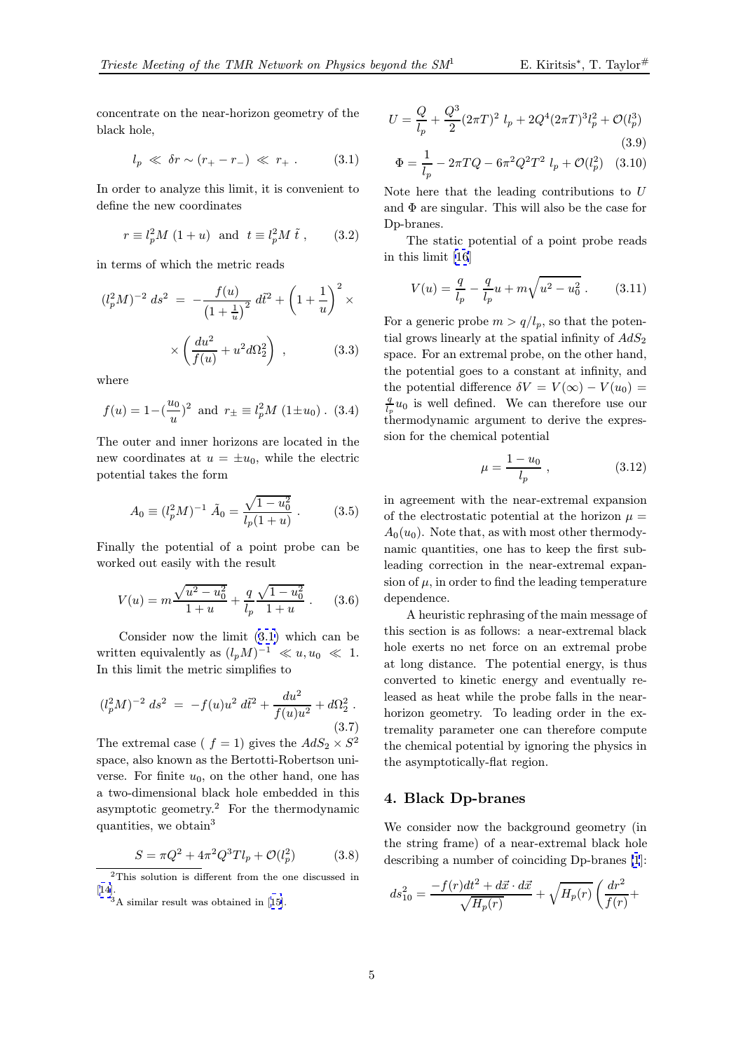concentrate on the near-horizon geometry of the black hole,

$$l_p \ll \delta r \sim (r_+ - r_-) \ll r_+ \ . \tag{3.1}$$

In order to analyze this limit, it is convenient to define the new coordinates

$$r \equiv l_p^2 M \ (1+u) \ \text{ and } \ t \equiv l_p^2 M \ \tilde{t} \ , \tag{3.2}$$

in terms of which the metric reads

$$(l_p^2 M)^{-2} \ ds^2 \ = \ -\frac{f(u)}{\left(1+\frac{1}{u}\right)^2} \ d\tilde{t}^2 + \left(1+\frac{1}{u}\right)^2 \times \times \left(\frac{du^2}{f(u)} + u^2 d\Omega_2^2\right) \ , \tag{3.3}$$

where

$$f(u) = 1 - \left(\frac{u_0}{u}\right)^2 \ \text{ and } \ r_\pm \equiv l_p^2 M \ (1 \pm u_0) \ . \tag{3.4}$$

The outer and inner horizons are located in the new coordinates at $u = \pm u_0$, while the electric potential takes the form

$$A_0 \equiv (l_p^2 M)^{-1} \ \tilde{A}_0 = \frac{\sqrt{1-u_0^2}}{l_p(1+u)} \ . \tag{3.5}$$

Finally the potential of a point probe can be worked out easily with the result

$$V(u) = m\frac{\sqrt{u^2-u_0^2}}{1+u} + \frac{q}{l_p}\frac{\sqrt{1-u_0^2}}{1+u} \ . \tag{3.6}$$

Consider now the limit (3.1) which can be written equivalently as $(l_p M)^{-1} \ll u, u_0 \ll 1$. In this limit the metric simplifies to

$$(l_p^2 M)^{-2} \ ds^2 \ = \ -f(u) u^2 \ d\tilde{t}^2 + \frac{du^2}{f(u) u^2} + d\Omega_2^2 \ . \tag{3.7}$$

The extremal case ( $f = 1$) gives the $AdS_2 \times S^2$ space, also known as the Bertotti-Robertson universe. For finite $u_0$, on the other hand, one has a two-dimensional black hole embedded in this asymptotic geometry.[2] For the thermodynamic quantities, we obtain[3]

$$S = \pi Q^2 + 4\pi^2 Q^3 T l_p + \mathcal{O}(l_p^2) \tag{3.8}$$

$$U = \frac{Q}{l_p} + \frac{Q^3}{2}(2\pi T)^2 \ l_p + 2Q^4(2\pi T)^3 l_p^2 + \mathcal{O}(l_p^3) \tag{3.9}$$

$$\Phi = \frac{1}{l_p} - 2\pi T Q - 6\pi^2 Q^2 T^2 \ l_p + \mathcal{O}(l_p^2) \tag{3.10}$$

Note here that the leading contributions to $U$ and $\Phi$ are singular. This will also be the case for Dp-branes.

The static potential of a point probe reads in this limit [16]

$$V(u) = \frac{q}{l_p} - \frac{q}{l_p}u + m\sqrt{u^2 - u_0^2} \ . \tag{3.11}$$

For a generic probe $m > q/l_p$, so that the potential grows linearly at the spatial infinity of $AdS_2$ space. For an extremal probe, on the other hand, the potential goes to a constant at infinity, and the potential difference $\delta V = V(\infty) - V(u_0) = \frac{q}{l_p}u_0$ is well defined. We can therefore use our thermodynamic argument to derive the expression for the chemical potential

$$\mu = \frac{1-u_0}{l_p} \ , \tag{3.12}$$

in agreement with the near-extremal expansion of the electrostatic potential at the horizon $\mu = A_0(u_0)$. Note that, as with most other thermodynamic quantities, one has to keep the first subleading correction in the near-extremal expansion of $\mu$, in order to find the leading temperature dependence.

A heuristic rephrasing of the main message of this section is as follows: a near-extremal black hole exerts no net force on an extremal probe at long distance. The potential energy, is thus converted to kinetic energy and eventually released as heat while the probe falls in the near-horizon geometry. To leading order in the extremality parameter one can therefore compute the chemical potential by ignoring the physics in the asymptotically-flat region.

## 4. Black Dp-branes

We consider now the background geometry (in the string frame) of a near-extremal black hole describing a number of coinciding Dp-branes [1]:

$$ds_{10}^2 = \frac{-f(r)dt^2 + d\vec{x}\cdot d\vec{x}}{\sqrt{H_p(r)}} + \sqrt{H_p(r)}\left(\frac{dr^2}{f(r)} + \right.$$

---

[2] This solution is different from the one discussed in [14].

[3] A similar result was obtained in [15].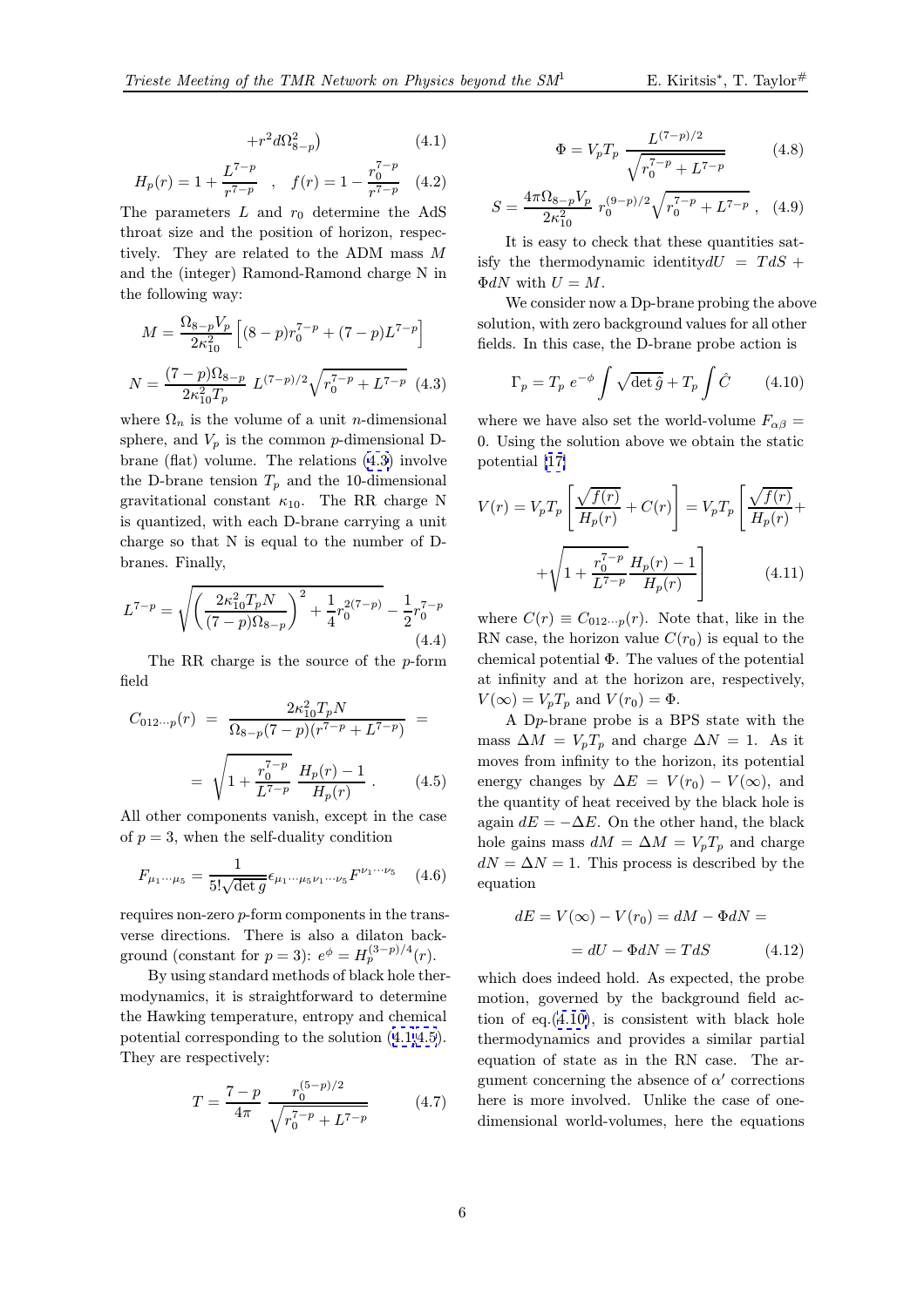$$+r^2 d\Omega_{8-p}^2) \tag{4.1}$$

$$H_p(r) = 1 + \frac{L^{7-p}}{r^{7-p}} \quad , \quad f(r) = 1 - \frac{r_0^{7-p}}{r^{7-p}} \tag{4.2}$$

The parameters $L$ and $r_0$ determine the AdS throat size and the position of horizon, respectively. They are related to the ADM mass $M$ and the (integer) Ramond-Ramond charge N in the following way:

$$M = \frac{\Omega_{8-p} V_p}{2\kappa_{10}^2}\left[(8-p) r_0^{7-p} + (7-p) L^{7-p}\right]$$

$$N = \frac{(7-p)\Omega_{8-p}}{2\kappa_{10}^2 T_p}\; L^{(7-p)/2}\sqrt{r_0^{7-p} + L^{7-p}} \tag{4.3}$$

where $\Omega_n$ is the volume of a unit $n$-dimensional sphere, and $V_p$ is the common $p$-dimensional D-brane (flat) volume. The relations (4.3) involve the D-brane tension $T_p$ and the 10-dimensional gravitational constant $\kappa_{10}$. The RR charge N is quantized, with each D-brane carrying a unit charge so that N is equal to the number of D-branes. Finally,

$$L^{7-p} = \sqrt{\left(\frac{2\kappa_{10}^2 T_p N}{(7-p)\Omega_{8-p}}\right)^2 + \frac{1}{4} r_0^{2(7-p)}} - \frac{1}{2} r_0^{7-p} \tag{4.4}$$

The RR charge is the source of the $p$-form field

$$C_{012\cdots p}(r) \;=\; \frac{2\kappa_{10}^2 T_p N}{\Omega_{8-p}(7-p)(r^{7-p} + L^{7-p})} \;=$$

$$= \sqrt{1 + \frac{r_0^{7-p}}{L^{7-p}}}\; \frac{H_p(r) - 1}{H_p(r)}\,. \tag{4.5}$$

All other components vanish, except in the case of $p=3$, when the self-duality condition

$$F_{\mu_1\cdots\mu_5} = \frac{1}{5!\sqrt{\det g}} \epsilon_{\mu_1\cdots\mu_5\nu_1\cdots\nu_5} F^{\nu_1\cdots\nu_5} \tag{4.6}$$

requires non-zero $p$-form components in the transverse directions. There is also a dilaton background (constant for $p=3$): $e^{\phi} = H_p^{(3-p)/4}(r)$.

By using standard methods of black hole thermodynamics, it is straightforward to determine the Hawking temperature, entropy and chemical potential corresponding to the solution (4.1-4.5). They are respectively:

$$T = \frac{7-p}{4\pi}\; \frac{r_0^{(5-p)/2}}{\sqrt{r_0^{7-p} + L^{7-p}}} \tag{4.7}$$

$$\Phi = V_p T_p\; \frac{L^{(7-p)/2}}{\sqrt{r_0^{7-p} + L^{7-p}}} \tag{4.8}$$

$$S = \frac{4\pi\Omega_{8-p} V_p}{2\kappa_{10}^2}\; r_0^{(9-p)/2}\sqrt{r_0^{7-p} + L^{7-p}}\,, \tag{4.9}$$

It is easy to check that these quantities satisfy the thermodynamic identity $dU = TdS + \Phi dN$ with $U = M$.

We consider now a D$p$-brane probing the above solution, with zero background values for all other fields. In this case, the D-brane probe action is

$$\Gamma_p = T_p\; e^{-\phi}\int \sqrt{\det \hat{g}} + T_p \int \hat{C} \tag{4.10}$$

where we have also set the world-volume $F_{\alpha\beta} = 0$. Using the solution above we obtain the static potential [17]

$$V(r) = V_p T_p\left[\frac{\sqrt{f(r)}}{H_p(r)} + C(r)\right] = V_p T_p\left[\frac{\sqrt{f(r)}}{H_p(r)} + \right.$$

$$\left. + \sqrt{1 + \frac{r_0^{7-p}}{L^{7-p}}}\,\frac{H_p(r) - 1}{H_p(r)}\right] \tag{4.11}$$

where $C(r) \equiv C_{012\cdots p}(r)$. Note that, like in the RN case, the horizon value $C(r_0)$ is equal to the chemical potential $\Phi$. The values of the potential at infinity and at the horizon are, respectively, $V(\infty) = V_p T_p$ and $V(r_0) = \Phi$.

A D$p$-brane probe is a BPS state with the mass $\Delta M = V_p T_p$ and charge $\Delta N = 1$. As it moves from infinity to the horizon, its potential energy changes by $\Delta E = V(r_0) - V(\infty)$, and the quantity of heat received by the black hole is again $dE = -\Delta E$. On the other hand, the black hole gains mass $dM = \Delta M = V_p T_p$ and charge $dN = \Delta N = 1$. This process is described by the equation

$$dE = V(\infty) - V(r_0) = dM - \Phi dN =$$

$$= dU - \Phi dN = TdS \tag{4.12}$$

which does indeed hold. As expected, the probe motion, governed by the background field action of eq.(4.10), is consistent with black hole thermodynamics and provides a similar partial equation of state as in the RN case. The argument concerning the absence of $\alpha'$ corrections here is more involved. Unlike the case of one-dimensional world-volumes, here the equations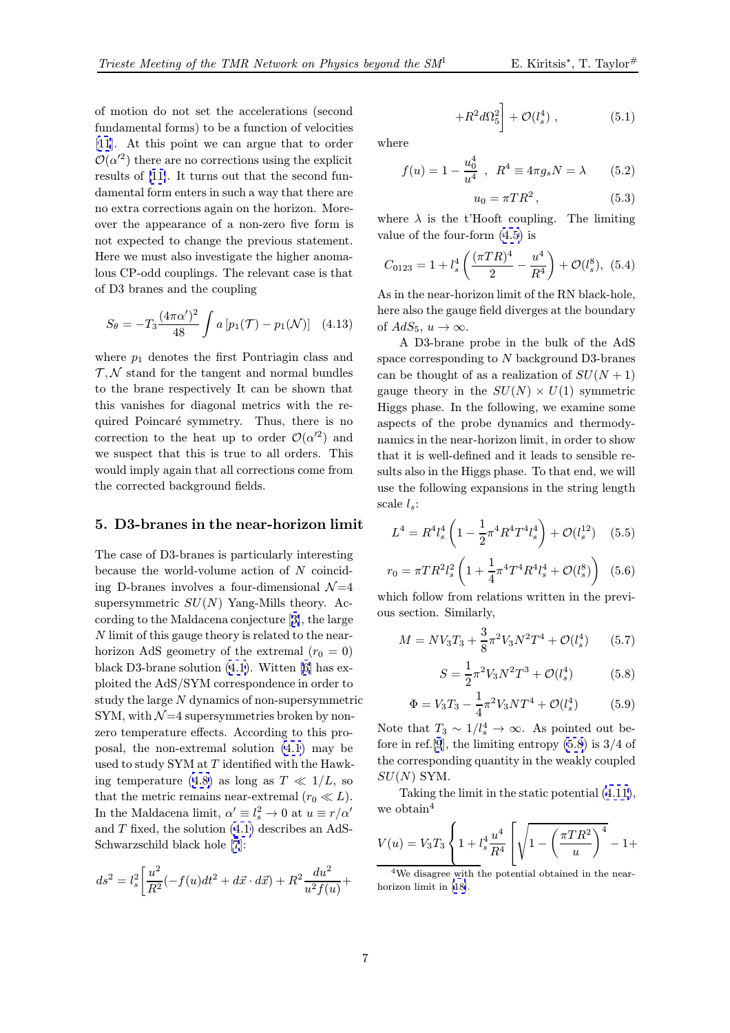of motion do not set the accelerations (second fundamental forms) to be a function of velocities [11]. At this point we can argue that to order $\mathcal{O}(\alpha'^2)$ there are no corrections using the explicit results of [11]. It turns out that the second fundamental form enters in such a way that there are no extra corrections again on the horizon. Moreover the appearance of a non-zero five form is not expected to change the previous statement. Here we must also investigate the higher anomalous CP-odd couplings. The relevant case is that of D3 branes and the coupling

$$S_\theta = -T_3 \frac{(4\pi\alpha')^2}{48} \int a\,[p_1(\mathcal{T}) - p_1(\mathcal{N})] \quad (4.13)$$

where $p_1$ denotes the first Pontriagin class and $\mathcal{T}, \mathcal{N}$ stand for the tangent and normal bundles to the brane respectively It can be shown that this vanishes for diagonal metrics with the required Poincaré symmetry. Thus, there is no correction to the heat up to order $\mathcal{O}(\alpha'^2)$ and we suspect that this is true to all orders. This would imply again that all corrections come from the corrected background fields.

## 5. D3-branes in the near-horizon limit

The case of D3-branes is particularly interesting because the world-volume action of $N$ coinciding D-branes involves a four-dimensional $\mathcal{N}$=4 supersymmetric $SU(N)$ Yang-Mills theory. According to the Maldacena conjecture [3], the large $N$ limit of this gauge theory is related to the near-horizon AdS geometry of the extremal ($r_0 = 0$) black D3-brane solution (4.1). Witten [6] has exploited the AdS/SYM correspondence in order to study the large $N$ dynamics of non-supersymmetric SYM, with $\mathcal{N}$=4 supersymmetries broken by non-zero temperature effects. According to this proposal, the non-extremal solution (4.1) may be used to study SYM at $T$ identified with the Hawking temperature (4.8) as long as $T \ll 1/L$, so that the metric remains near-extremal ($r_0 \ll L$). In the Maldacena limit, $\alpha' \equiv l_s^2 \to 0$ at $u \equiv r/\alpha'$ and $T$ fixed, the solution (4.1) describes an AdS-Schwarzschild black hole [7]:

$$ds^2 = l_s^2\left[\frac{u^2}{R^2}(-f(u)dt^2 + d\vec{x}\cdot d\vec{x}) + R^2\frac{du^2}{u^2 f(u)} + R^2 d\Omega_5^2\right] + \mathcal{O}(l_s^4)\ , \quad (5.1)$$

where

$$f(u) = 1 - \frac{u_0^4}{u^4}\ ,\quad R^4 \equiv 4\pi g_s N = \lambda \quad (5.2)$$

$$u_0 = \pi T R^2\,, \quad (5.3)$$

where $\lambda$ is the t'Hooft coupling. The limiting value of the four-form (4.5) is

$$C_{0123} = 1 + l_s^4\left(\frac{(\pi TR)^4}{2} - \frac{u^4}{R^4}\right) + \mathcal{O}(l_s^8), \quad (5.4)$$

As in the near-horizon limit of the RN black-hole, here also the gauge field diverges at the boundary of $AdS_5$, $u \to \infty$.

A D3-brane probe in the bulk of the AdS space corresponding to $N$ background D3-branes can be thought of as a realization of $SU(N+1)$ gauge theory in the $SU(N)\times U(1)$ symmetric Higgs phase. In the following, we examine some aspects of the probe dynamics and thermodynamics in the near-horizon limit, in order to show that it is well-defined and it leads to sensible results also in the Higgs phase. To that end, we will use the following expansions in the string length scale $l_s$:

$$L^4 = R^4 l_s^4\left(1 - \frac{1}{2}\pi^4 R^4 T^4 l_s^4\right) + \mathcal{O}(l_s^{12}) \quad (5.5)$$

$$r_0 = \pi T R^2 l_s^2\left(1 + \frac{1}{4}\pi^4 T^4 R^4 l_s^4 + \mathcal{O}(l_s^8)\right) \quad (5.6)$$

which follow from relations written in the previous section. Similarly,

$$M = N V_3 T_3 + \frac{3}{8}\pi^2 V_3 N^2 T^4 + \mathcal{O}(l_s^4) \quad (5.7)$$

$$S = \frac{1}{2}\pi^2 V_3 N^2 T^3 + \mathcal{O}(l_s^4) \quad (5.8)$$

$$\Phi = V_3 T_3 - \frac{1}{4}\pi^2 V_3 N T^4 + \mathcal{O}(l_s^4) \quad (5.9)$$

Note that $T_3 \sim 1/l_s^4 \to \infty$. As pointed out before in ref.[9], the limiting entropy (5.8) is 3/4 of the corresponding quantity in the weakly coupled $SU(N)$ SYM.

Taking the limit in the static potential (4.11), we obtain[4]

$$V(u) = V_3 T_3\left\{1 + l_s^4\frac{u^4}{R^4}\left[\sqrt{1 - \left(\frac{\pi T R^2}{u}\right)^4} - 1 + \right.\right.$$

[4]We disagree with the potential obtained in the near-horizon limit in [18].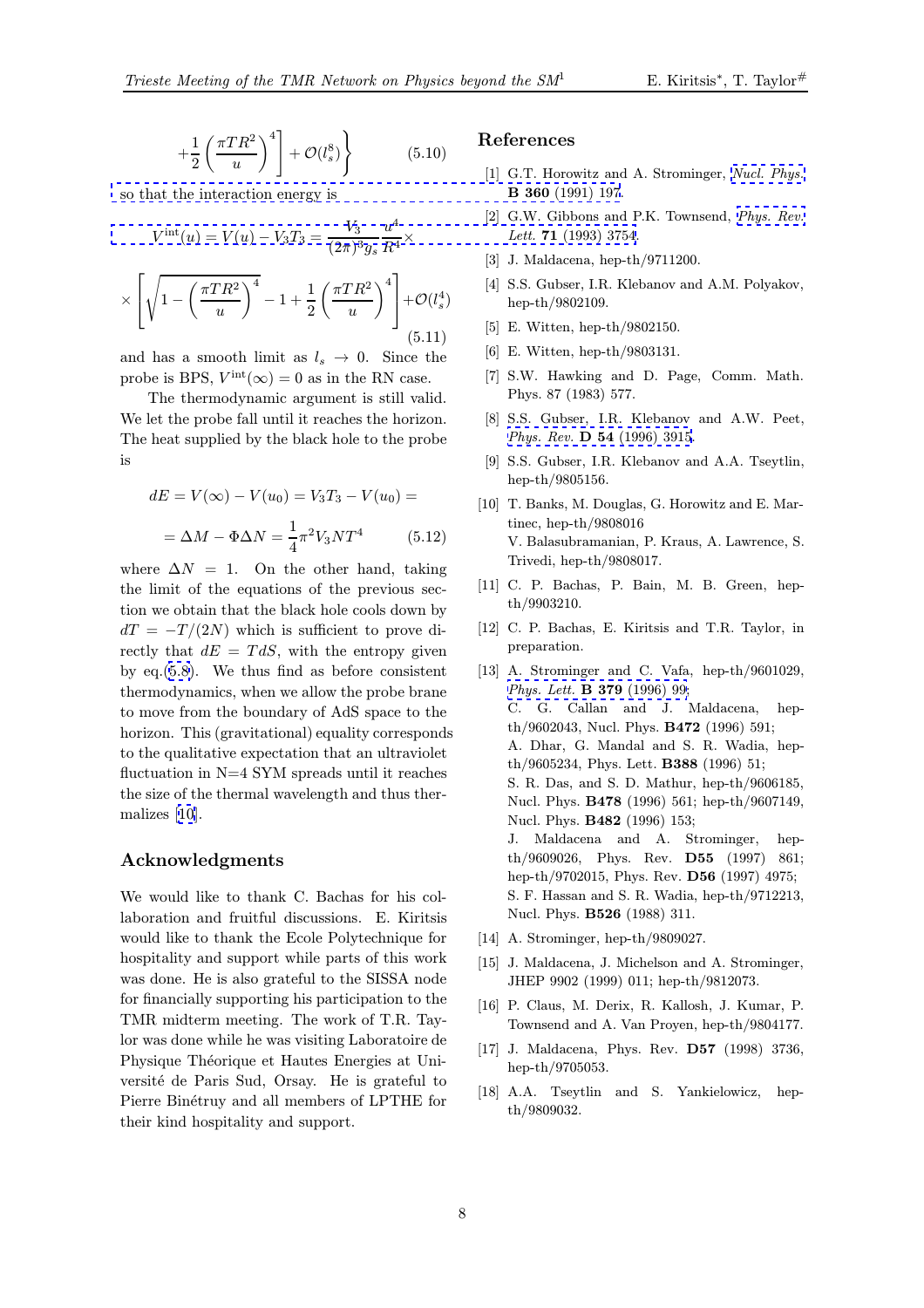$$+\frac{1}{2}\left(\frac{\pi T R^2}{u}\right)^4\Bigg] + \mathcal{O}(l_s^8)\Bigg\} \tag{5.10}$$

so that the interaction energy is

$$V^{\rm int}(u) = V(u) - V_3 T_3 = \frac{V_3}{(2\pi)^3 g_s}\frac{u^4}{R^4}\times$$

$$\times\left[\sqrt{1-\left(\frac{\pi T R^2}{u}\right)^4} - 1 + \frac{1}{2}\left(\frac{\pi T R^2}{u}\right)^4\right] + \mathcal{O}(l_s^4) \tag{5.11}$$

and has a smooth limit as $l_s \to 0$. Since the probe is BPS, $V^{\rm int}(\infty) = 0$ as in the RN case.

The thermodynamic argument is still valid. We let the probe fall until it reaches the horizon. The heat supplied by the black hole to the probe is

$$dE = V(\infty) - V(u_0) = V_3 T_3 - V(u_0) =$$

$$= \Delta M - \Phi \Delta N = \frac{1}{4}\pi^2 V_3 N T^4 \tag{5.12}$$

where $\Delta N = 1$. On the other hand, taking the limit of the equations of the previous section we obtain that the black hole cools down by $dT = -T/(2N)$ which is sufficient to prove directly that $dE = TdS$, with the entropy given by eq.(5.8). We thus find as before consistent thermodynamics, when we allow the probe brane to move from the boundary of AdS space to the horizon. This (gravitational) equality corresponds to the qualitative expectation that an ultraviolet fluctuation in N=4 SYM spreads until it reaches the size of the thermal wavelength and thus thermalizes [10].

## Acknowledgments

We would like to thank C. Bachas for his collaboration and fruitful discussions. E. Kiritsis would like to thank the Ecole Polytechnique for hospitality and support while parts of this work was done. He is also grateful to the SISSA node for financially supporting his participation to the TMR midterm meeting. The work of T.R. Taylor was done while he was visiting Laboratoire de Physique Théorique et Hautes Energies at Université de Paris Sud, Orsay. He is grateful to Pierre Binétruy and all members of LPTHE for their kind hospitality and support.

## References

[1] G.T. Horowitz and A. Strominger, *Nucl. Phys.* **B 360** (1991) 197.

[2] G.W. Gibbons and P.K. Townsend, *Phys. Rev. Lett.* **71** (1993) 3754.

[3] J. Maldacena, hep-th/9711200.

[4] S.S. Gubser, I.R. Klebanov and A.M. Polyakov, hep-th/9802109.

[5] E. Witten, hep-th/9802150.

[6] E. Witten, hep-th/9803131.

[7] S.W. Hawking and D. Page, Comm. Math. Phys. 87 (1983) 577.

[8] S.S. Gubser, I.R. Klebanov and A.W. Peet, *Phys. Rev.* **D 54** (1996) 3915.

[9] S.S. Gubser, I.R. Klebanov and A.A. Tseytlin, hep-th/9805156.

[10] T. Banks, M. Douglas, G. Horowitz and E. Martinec, hep-th/9808016
V. Balasubramanian, P. Kraus, A. Lawrence, S. Trivedi, hep-th/9808017.

[11] C. P. Bachas, P. Bain, M. B. Green, hep-th/9903210.

[12] C. P. Bachas, E. Kiritsis and T.R. Taylor, in preparation.

[13] A. Strominger and C. Vafa, hep-th/9601029, *Phys. Lett.* **B 379** (1996) 99;
C. G. Callan and J. Maldacena, hep-th/9602043, Nucl. Phys. **B472** (1996) 591;
A. Dhar, G. Mandal and S. R. Wadia, hep-th/9605234, Phys. Lett. **B388** (1996) 51;
S. R. Das, and S. D. Mathur, hep-th/9606185, Nucl. Phys. **B478** (1996) 561; hep-th/9607149, Nucl. Phys. **B482** (1996) 153;
J. Maldacena and A. Strominger, hep-th/9609026, Phys. Rev. **D55** (1997) 861; hep-th/9702015, Phys. Rev. **D56** (1997) 4975;
S. F. Hassan and S. R. Wadia, hep-th/9712213, Nucl. Phys. **B526** (1988) 311.

[14] A. Strominger, hep-th/9809027.

[15] J. Maldacena, J. Michelson and A. Strominger, JHEP 9902 (1999) 011; hep-th/9812073.

[16] P. Claus, M. Derix, R. Kallosh, J. Kumar, P. Townsend and A. Van Proyen, hep-th/9804177.

[17] J. Maldacena, Phys. Rev. **D57** (1998) 3736, hep-th/9705053.

[18] A.A. Tseytlin and S. Yankielowicz, hep-th/9809032.